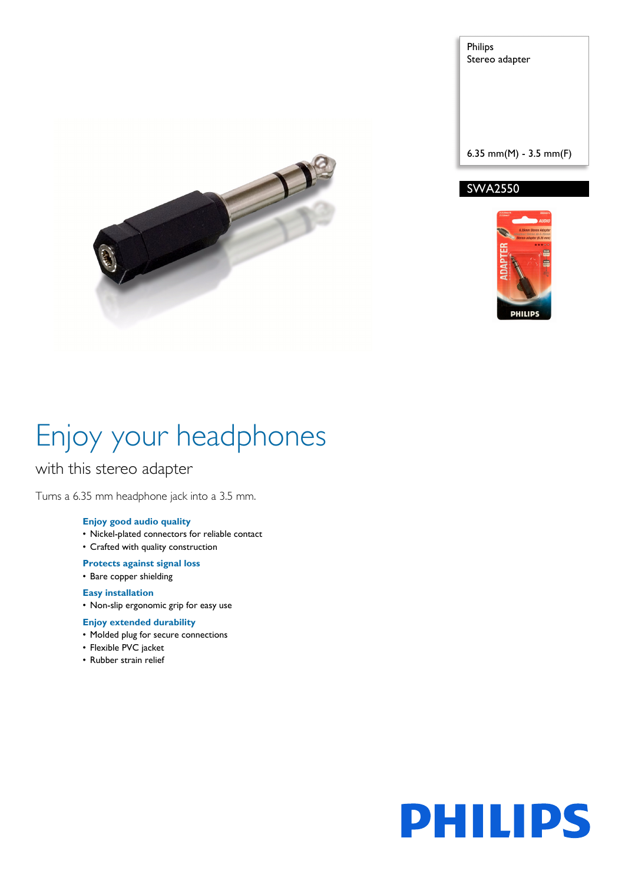Philips
Stereo adapter

6.35 mm(M) - 3.5 mm(F)

SWA2550

# Enjoy your headphones

## with this stereo adapter

Turns a 6.35 mm headphone jack into a 3.5 mm.

**Enjoy good audio quality**
- Nickel-plated connectors for reliable contact
- Crafted with quality construction

**Protects against signal loss**
- Bare copper shielding

**Easy installation**
- Non-slip ergonomic grip for easy use

**Enjoy extended durability**
- Molded plug for secure connections
- Flexible PVC jacket
- Rubber strain relief

PHILIPS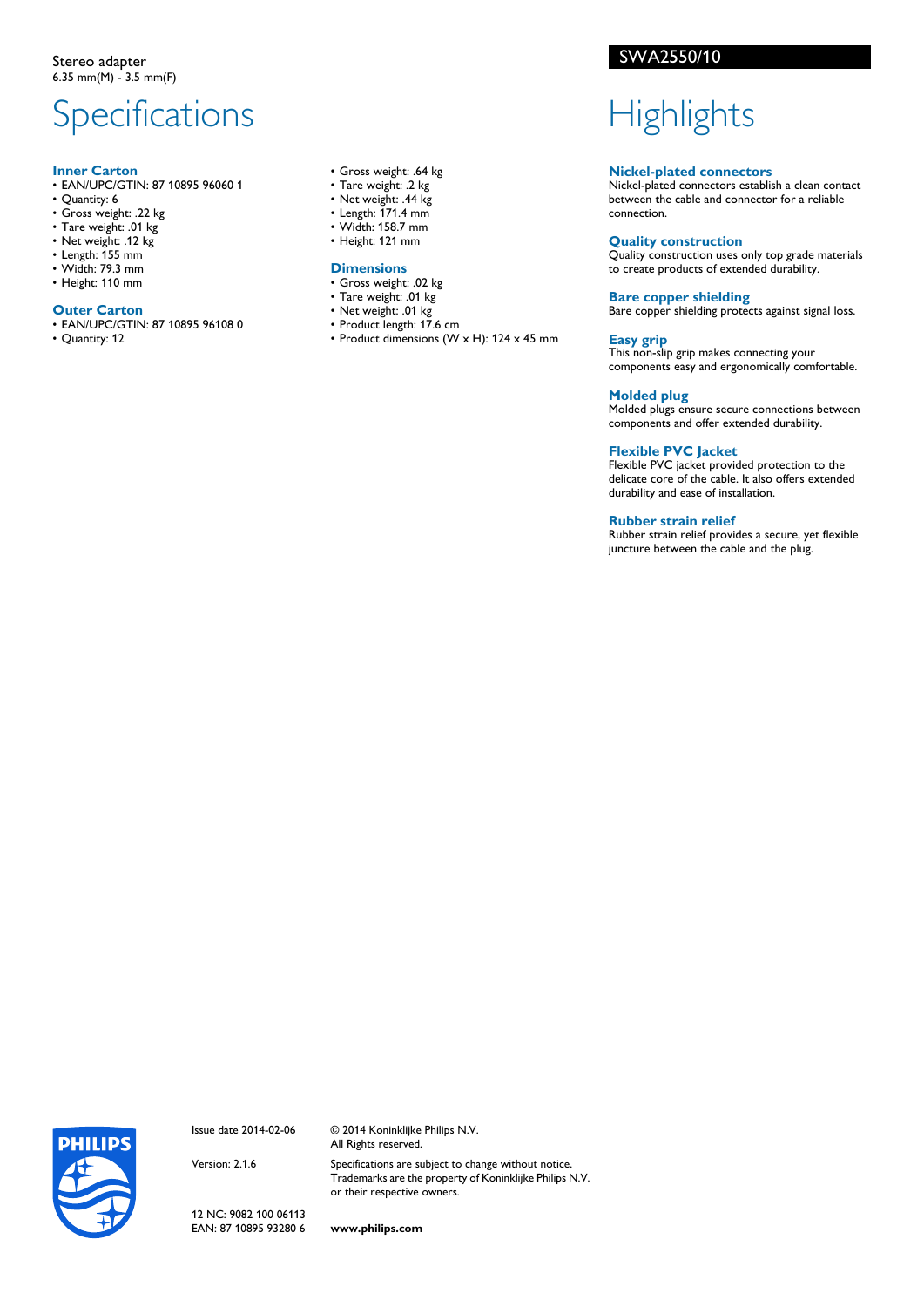Stereo adapter
6.35 mm(M) - 3.5 mm(F)

# Specifications

### Inner Carton
- EAN/UPC/GTIN: 87 10895 96060 1
- Quantity: 6
- Gross weight: .22 kg
- Tare weight: .01 kg
- Net weight: .12 kg
- Length: 155 mm
- Width: 79.3 mm
- Height: 110 mm

### Outer Carton
- EAN/UPC/GTIN: 87 10895 96108 0
- Quantity: 12
- Gross weight: .64 kg
- Tare weight: .2 kg
- Net weight: .44 kg
- Length: 171.4 mm
- Width: 158.7 mm
- Height: 121 mm

### Dimensions
- Gross weight: .02 kg
- Tare weight: .01 kg
- Net weight: .01 kg
- Product length: 17.6 cm
- Product dimensions (W x H): 124 x 45 mm

SWA2550/10

# Highlights

### Nickel-plated connectors
Nickel-plated connectors establish a clean contact between the cable and connector for a reliable connection.

### Quality construction
Quality construction uses only top grade materials to create products of extended durability.

### Bare copper shielding
Bare copper shielding protects against signal loss.

### Easy grip
This non-slip grip makes connecting your components easy and ergonomically comfortable.

### Molded plug
Molded plugs ensure secure connections between components and offer extended durability.

### Flexible PVC Jacket
Flexible PVC jacket provided protection to the delicate core of the cable. It also offers extended durability and ease of installation.

### Rubber strain relief
Rubber strain relief provides a secure, yet flexible juncture between the cable and the plug.

Issue date 2014-02-06

Version: 2.1.6

12 NC: 9082 100 06113
EAN: 87 10895 93280 6

© 2014 Koninklijke Philips N.V.
All Rights reserved.

Specifications are subject to change without notice. Trademarks are the property of Koninklijke Philips N.V. or their respective owners.

**www.philips.com**